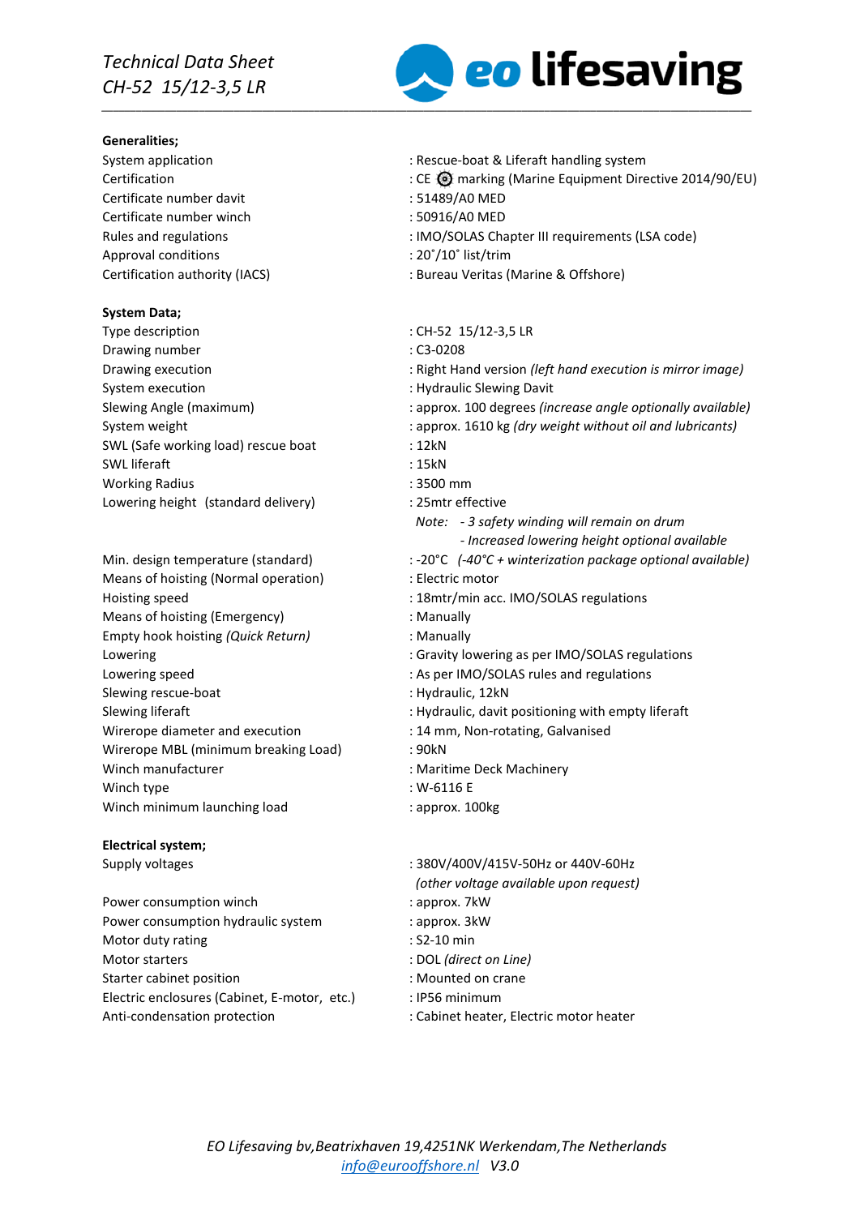*Technical Data Sheet*
*CH-52 15/12-3,5 LR*

eo lifesaving

**Generalities;**

| | |
|---|---|
| System application | : Rescue-boat & Liferaft handling system |
| Certification | : CE ⚙ marking (Marine Equipment Directive 2014/90/EU) |
| Certificate number davit | : 51489/A0 MED |
| Certificate number winch | : 50916/A0 MED |
| Rules and regulations | : IMO/SOLAS Chapter III requirements (LSA code) |
| Approval conditions | : 20˚/10˚ list/trim |
| Certification authority (IACS) | : Bureau Veritas (Marine & Offshore) |

**System Data;**

| | |
|---|---|
| Type description | : CH-52 15/12-3,5 LR |
| Drawing number | : C3-0208 |
| Drawing execution | : Right Hand version *(left hand execution is mirror image)* |
| System execution | : Hydraulic Slewing Davit |
| Slewing Angle (maximum) | : approx. 100 degrees *(increase angle optionally available)* |
| System weight | : approx. 1610 kg *(dry weight without oil and lubricants)* |
| SWL (Safe working load) rescue boat | : 12kN |
| SWL liferaft | : 15kN |
| Working Radius | : 3500 mm |
| Lowering height (standard delivery) | : 25mtr effective<br>*Note: - 3 safety winding will remain on drum*<br>*- Increased lowering height optional available* |
| Min. design temperature (standard) | : -20°C *(-40°C + winterization package optional available)* |
| Means of hoisting (Normal operation) | : Electric motor |
| Hoisting speed | : 18mtr/min acc. IMO/SOLAS regulations |
| Means of hoisting (Emergency) | : Manually |
| Empty hook hoisting *(Quick Return)* | : Manually |
| Lowering | : Gravity lowering as per IMO/SOLAS regulations |
| Lowering speed | : As per IMO/SOLAS rules and regulations |
| Slewing rescue-boat | : Hydraulic, 12kN |
| Slewing liferaft | : Hydraulic, davit positioning with empty liferaft |
| Wirerope diameter and execution | : 14 mm, Non-rotating, Galvanised |
| Wirerope MBL (minimum breaking Load) | : 90kN |
| Winch manufacturer | : Maritime Deck Machinery |
| Winch type | : W-6116 E |
| Winch minimum launching load | : approx. 100kg |

**Electrical system;**

| | |
|---|---|
| Supply voltages | : 380V/400V/415V-50Hz or 440V-60Hz<br>*(other voltage available upon request)* |
| Power consumption winch | : approx. 7kW |
| Power consumption hydraulic system | : approx. 3kW |
| Motor duty rating | : S2-10 min |
| Motor starters | : DOL *(direct on Line)* |
| Starter cabinet position | : Mounted on crane |
| Electric enclosures (Cabinet, E-motor, etc.) | : IP56 minimum |
| Anti-condensation protection | : Cabinet heater, Electric motor heater |

*EO Lifesaving bv,Beatrixhaven 19,4251NK Werkendam,The Netherlands*
*info@eurooffshore.nl V3.0*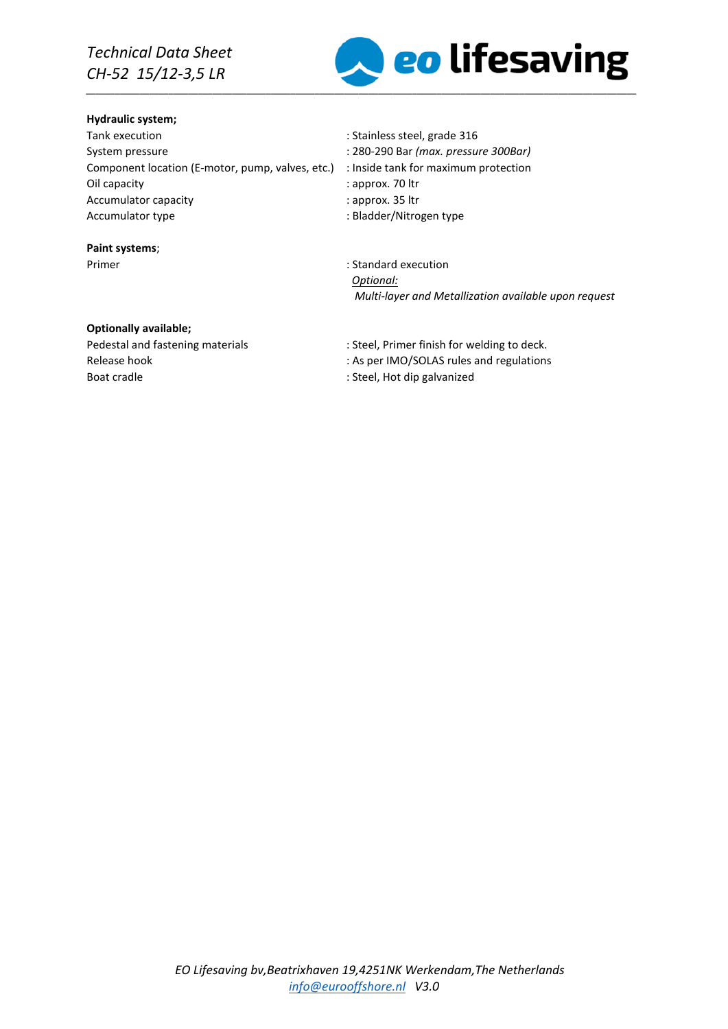**Hydraulic system;**

| | |
|---|---|
| Tank execution | : Stainless steel, grade 316 |
| System pressure | : 280-290 Bar *(max. pressure 300Bar)* |
| Component location (E-motor, pump, valves, etc.) | : Inside tank for maximum protection |
| Oil capacity | : approx. 70 ltr |
| Accumulator capacity | : approx. 35 ltr |
| Accumulator type | : Bladder/Nitrogen type |

**Paint systems**;

| | |
|---|---|
| Primer | : Standard execution |
| | *Optional:* |
| | *Multi-layer and Metallization available upon request* |

**Optionally available;**

| | |
|---|---|
| Pedestal and fastening materials | : Steel, Primer finish for welding to deck. |
| Release hook | : As per IMO/SOLAS rules and regulations |
| Boat cradle | : Steel, Hot dip galvanized |